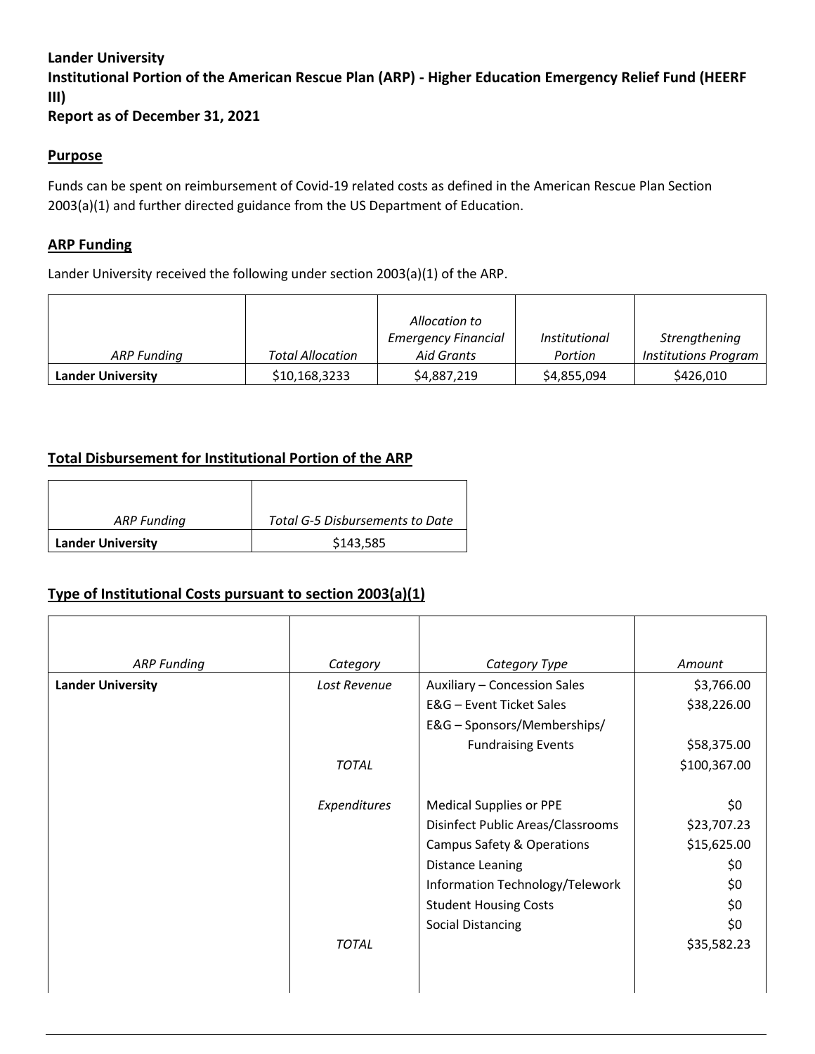**Lander University**
**Institutional Portion of the American Rescue Plan (ARP) - Higher Education Emergency Relief Fund (HEERF III)**
**Report as of December 31, 2021**

## Purpose

Funds can be spent on reimbursement of Covid-19 related costs as defined in the American Rescue Plan Section 2003(a)(1) and further directed guidance from the US Department of Education.

## ARP Funding

Lander University received the following under section 2003(a)(1) of the ARP.

| *ARP Funding* | *Total Allocation* | *Allocation to Emergency Financial Aid Grants* | *Institutional Portion* | *Strengthening Institutions Program* |
|---|---|---|---|---|
| **Lander University** | $10,168,3233 | $4,887,219 | $4,855,094 | $426,010 |

## Total Disbursement for Institutional Portion of the ARP

| *ARP Funding* | *Total G-5 Disbursements to Date* |
|---|---|
| **Lander University** | $143,585 |

## Type of Institutional Costs pursuant to section 2003(a)(1)

| *ARP Funding* | *Category* | *Category Type* | *Amount* |
|---|---|---|---|
| **Lander University** | *Lost Revenue* | Auxiliary – Concession Sales | $3,766.00 |
| | | E&G – Event Ticket Sales | $38,226.00 |
| | | E&G – Sponsors/Memberships/ Fundraising Events | $58,375.00 |
| | *TOTAL* | | $100,367.00 |
| | *Expenditures* | Medical Supplies or PPE | $0 |
| | | Disinfect Public Areas/Classrooms | $23,707.23 |
| | | Campus Safety & Operations | $15,625.00 |
| | | Distance Leaning | $0 |
| | | Information Technology/Telework | $0 |
| | | Student Housing Costs | $0 |
| | | Social Distancing | $0 |
| | *TOTAL* | | $35,582.23 |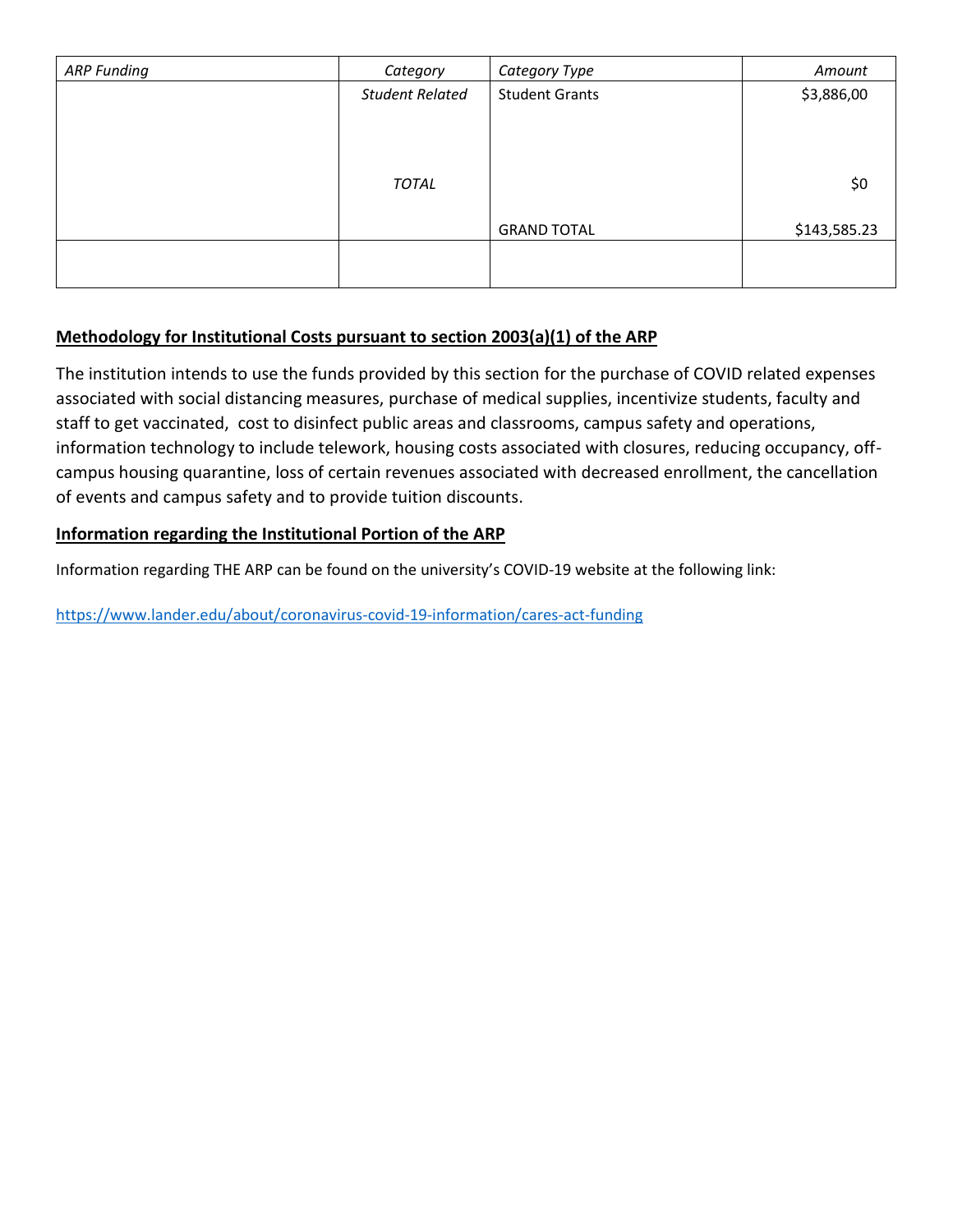| *ARP Funding* | *Category* | *Category Type* | *Amount* |
|---|---|---|---|
| | *Student Related* | Student Grants | $3,886,00 |
| | *TOTAL* | | $0 |
| | | GRAND TOTAL | $143,585.23 |
| | | | |

**Methodology for Institutional Costs pursuant to section 2003(a)(1) of the ARP**

The institution intends to use the funds provided by this section for the purchase of COVID related expenses associated with social distancing measures, purchase of medical supplies, incentivize students, faculty and staff to get vaccinated, cost to disinfect public areas and classrooms, campus safety and operations, information technology to include telework, housing costs associated with closures, reducing occupancy, off-campus housing quarantine, loss of certain revenues associated with decreased enrollment, the cancellation of events and campus safety and to provide tuition discounts.

**Information regarding the Institutional Portion of the ARP**

Information regarding THE ARP can be found on the university's COVID-19 website at the following link:

https://www.lander.edu/about/coronavirus-covid-19-information/cares-act-funding